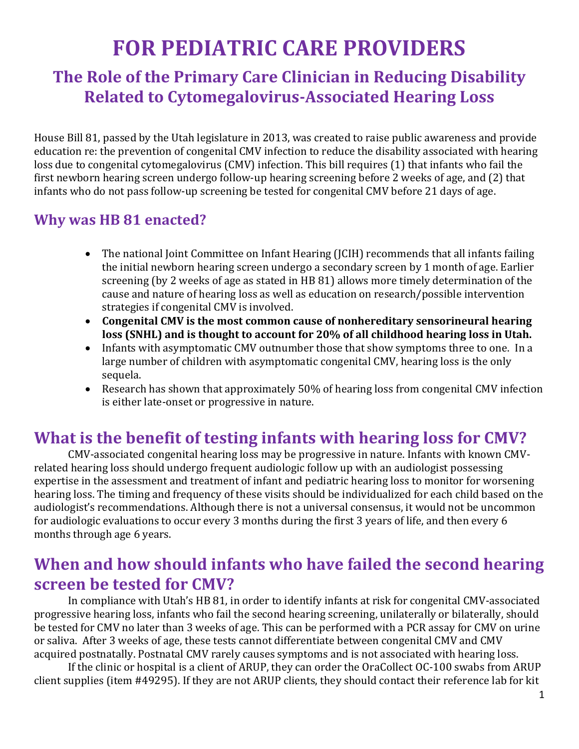# FOR PEDIATRIC CARE PROVIDERS

## The Role of the Primary Care Clinician in Reducing Disability Related to Cytomegalovirus-Associated Hearing Loss

House Bill 81, passed by the Utah legislature in 2013, was created to raise public awareness and provide education re: the prevention of congenital CMV infection to reduce the disability associated with hearing loss due to congenital cytomegalovirus (CMV) infection. This bill requires (1) that infants who fail the first newborn hearing screen undergo follow-up hearing screening before 2 weeks of age, and (2) that infants who do not pass follow-up screening be tested for congenital CMV before 21 days of age.

### Why was HB 81 enacted?

- The national Joint Committee on Infant Hearing (JCIH) recommends that all infants failing the initial newborn hearing screen undergo a secondary screen by 1 month of age. Earlier screening (by 2 weeks of age as stated in HB 81) allows more timely determination of the cause and nature of hearing loss as well as education on research/possible intervention strategies if congenital CMV is involved.
- **Congenital CMV is the most common cause of nonhereditary sensorineural hearing loss (SNHL) and is thought to account for 20% of all childhood hearing loss in Utah.**
- Infants with asymptomatic CMV outnumber those that show symptoms three to one. In a large number of children with asymptomatic congenital CMV, hearing loss is the only sequela.
- Research has shown that approximately 50% of hearing loss from congenital CMV infection is either late-onset or progressive in nature.

## What is the benefit of testing infants with hearing loss for CMV?

CMV-associated congenital hearing loss may be progressive in nature. Infants with known CMV-related hearing loss should undergo frequent audiologic follow up with an audiologist possessing expertise in the assessment and treatment of infant and pediatric hearing loss to monitor for worsening hearing loss. The timing and frequency of these visits should be individualized for each child based on the audiologist's recommendations. Although there is not a universal consensus, it would not be uncommon for audiologic evaluations to occur every 3 months during the first 3 years of life, and then every 6 months through age 6 years.

## When and how should infants who have failed the second hearing screen be tested for CMV?

In compliance with Utah's HB 81, in order to identify infants at risk for congenital CMV-associated progressive hearing loss, infants who fail the second hearing screening, unilaterally or bilaterally, should be tested for CMV no later than 3 weeks of age. This can be performed with a PCR assay for CMV on urine or saliva. After 3 weeks of age, these tests cannot differentiate between congenital CMV and CMV acquired postnatally. Postnatal CMV rarely causes symptoms and is not associated with hearing loss.

If the clinic or hospital is a client of ARUP, they can order the OraCollect OC-100 swabs from ARUP client supplies (item #49295). If they are not ARUP clients, they should contact their reference lab for kit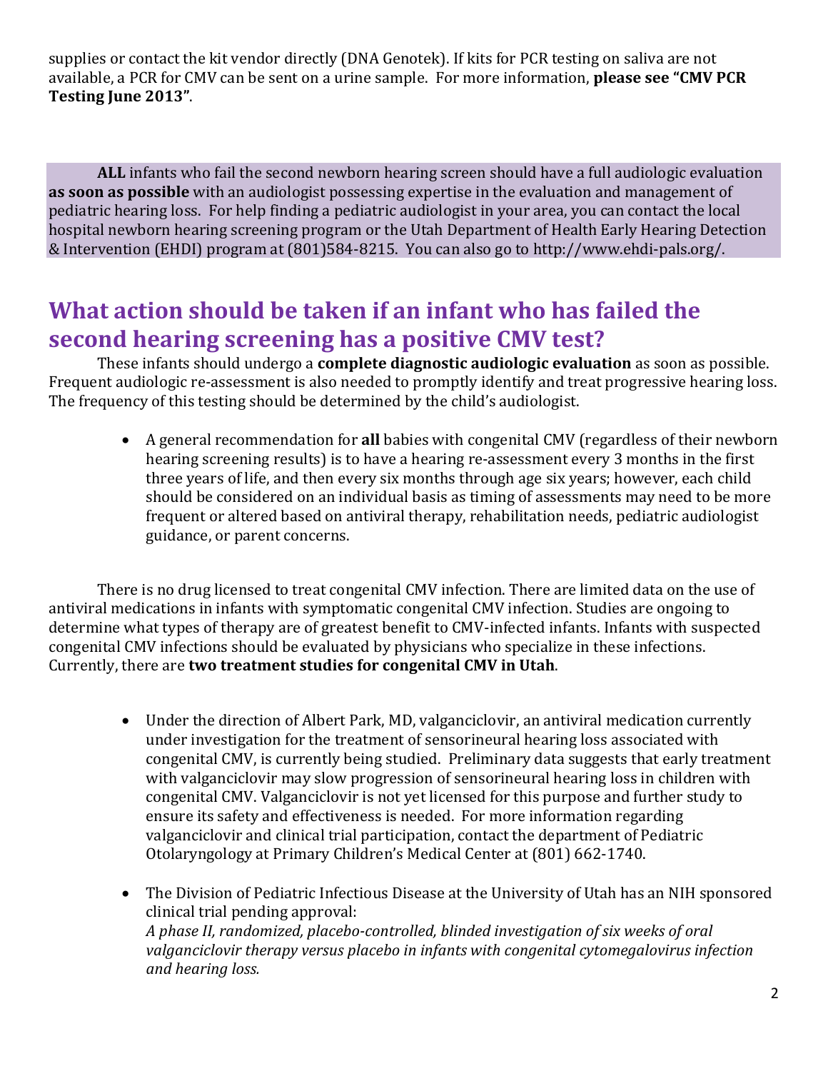supplies or contact the kit vendor directly (DNA Genotek). If kits for PCR testing on saliva are not available, a PCR for CMV can be sent on a urine sample. For more information, **please see "CMV PCR Testing June 2013"**.

**ALL** infants who fail the second newborn hearing screen should have a full audiologic evaluation **as soon as possible** with an audiologist possessing expertise in the evaluation and management of pediatric hearing loss. For help finding a pediatric audiologist in your area, you can contact the local hospital newborn hearing screening program or the Utah Department of Health Early Hearing Detection & Intervention (EHDI) program at (801)584-8215. You can also go to http://www.ehdi-pals.org/.

## What action should be taken if an infant who has failed the second hearing screening has a positive CMV test?

These infants should undergo a **complete diagnostic audiologic evaluation** as soon as possible. Frequent audiologic re-assessment is also needed to promptly identify and treat progressive hearing loss. The frequency of this testing should be determined by the child's audiologist.

- A general recommendation for **all** babies with congenital CMV (regardless of their newborn hearing screening results) is to have a hearing re-assessment every 3 months in the first three years of life, and then every six months through age six years; however, each child should be considered on an individual basis as timing of assessments may need to be more frequent or altered based on antiviral therapy, rehabilitation needs, pediatric audiologist guidance, or parent concerns.

There is no drug licensed to treat congenital CMV infection. There are limited data on the use of antiviral medications in infants with symptomatic congenital CMV infection. Studies are ongoing to determine what types of therapy are of greatest benefit to CMV-infected infants. Infants with suspected congenital CMV infections should be evaluated by physicians who specialize in these infections. Currently, there are **two treatment studies for congenital CMV in Utah**.

- Under the direction of Albert Park, MD, valganciclovir, an antiviral medication currently under investigation for the treatment of sensorineural hearing loss associated with congenital CMV, is currently being studied. Preliminary data suggests that early treatment with valganciclovir may slow progression of sensorineural hearing loss in children with congenital CMV. Valganciclovir is not yet licensed for this purpose and further study to ensure its safety and effectiveness is needed. For more information regarding valganciclovir and clinical trial participation, contact the department of Pediatric Otolaryngology at Primary Children's Medical Center at (801) 662-1740.

- The Division of Pediatric Infectious Disease at the University of Utah has an NIH sponsored clinical trial pending approval:
  *A phase II, randomized, placebo-controlled, blinded investigation of six weeks of oral valganciclovir therapy versus placebo in infants with congenital cytomegalovirus infection and hearing loss.*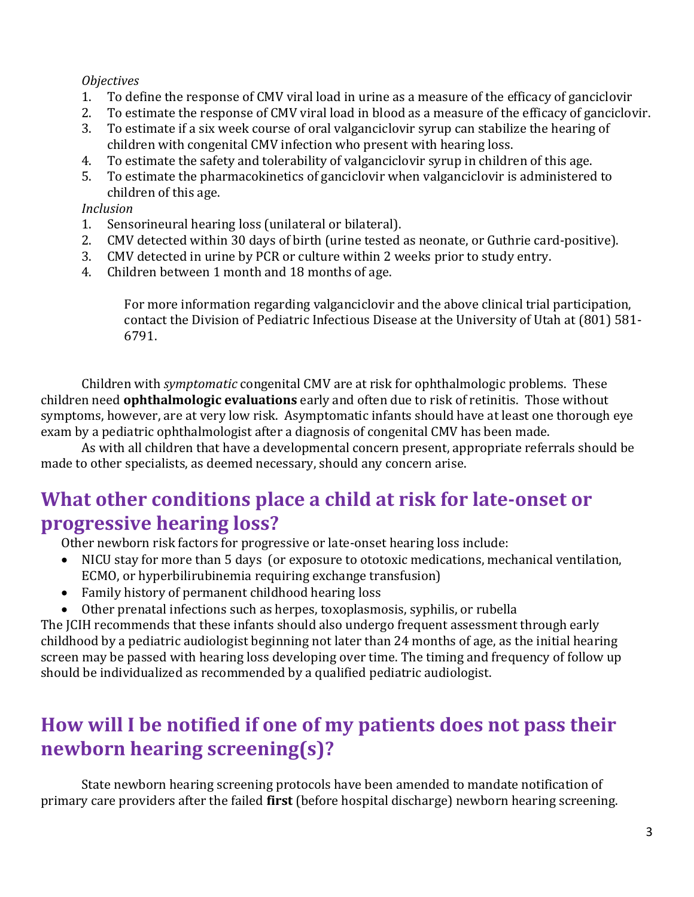*Objectives*

1. To define the response of CMV viral load in urine as a measure of the efficacy of ganciclovir
2. To estimate the response of CMV viral load in blood as a measure of the efficacy of ganciclovir.
3. To estimate if a six week course of oral valganciclovir syrup can stabilize the hearing of children with congenital CMV infection who present with hearing loss.
4. To estimate the safety and tolerability of valganciclovir syrup in children of this age.
5. To estimate the pharmacokinetics of ganciclovir when valganciclovir is administered to children of this age.

*Inclusion*

1. Sensorineural hearing loss (unilateral or bilateral).
2. CMV detected within 30 days of birth (urine tested as neonate, or Guthrie card-positive).
3. CMV detected in urine by PCR or culture within 2 weeks prior to study entry.
4. Children between 1 month and 18 months of age.

> For more information regarding valganciclovir and the above clinical trial participation, contact the Division of Pediatric Infectious Disease at the University of Utah at (801) 581-6791.

Children with *symptomatic* congenital CMV are at risk for ophthalmologic problems. These children need **ophthalmologic evaluations** early and often due to risk of retinitis. Those without symptoms, however, are at very low risk. Asymptomatic infants should have at least one thorough eye exam by a pediatric ophthalmologist after a diagnosis of congenital CMV has been made.

As with all children that have a developmental concern present, appropriate referrals should be made to other specialists, as deemed necessary, should any concern arise.

## What other conditions place a child at risk for late-onset or progressive hearing loss?

Other newborn risk factors for progressive or late-onset hearing loss include:

- NICU stay for more than 5 days (or exposure to ototoxic medications, mechanical ventilation, ECMO, or hyperbilirubinemia requiring exchange transfusion)
- Family history of permanent childhood hearing loss
- Other prenatal infections such as herpes, toxoplasmosis, syphilis, or rubella

The JCIH recommends that these infants should also undergo frequent assessment through early childhood by a pediatric audiologist beginning not later than 24 months of age, as the initial hearing screen may be passed with hearing loss developing over time. The timing and frequency of follow up should be individualized as recommended by a qualified pediatric audiologist.

## How will I be notified if one of my patients does not pass their newborn hearing screening(s)?

State newborn hearing screening protocols have been amended to mandate notification of primary care providers after the failed **first** (before hospital discharge) newborn hearing screening.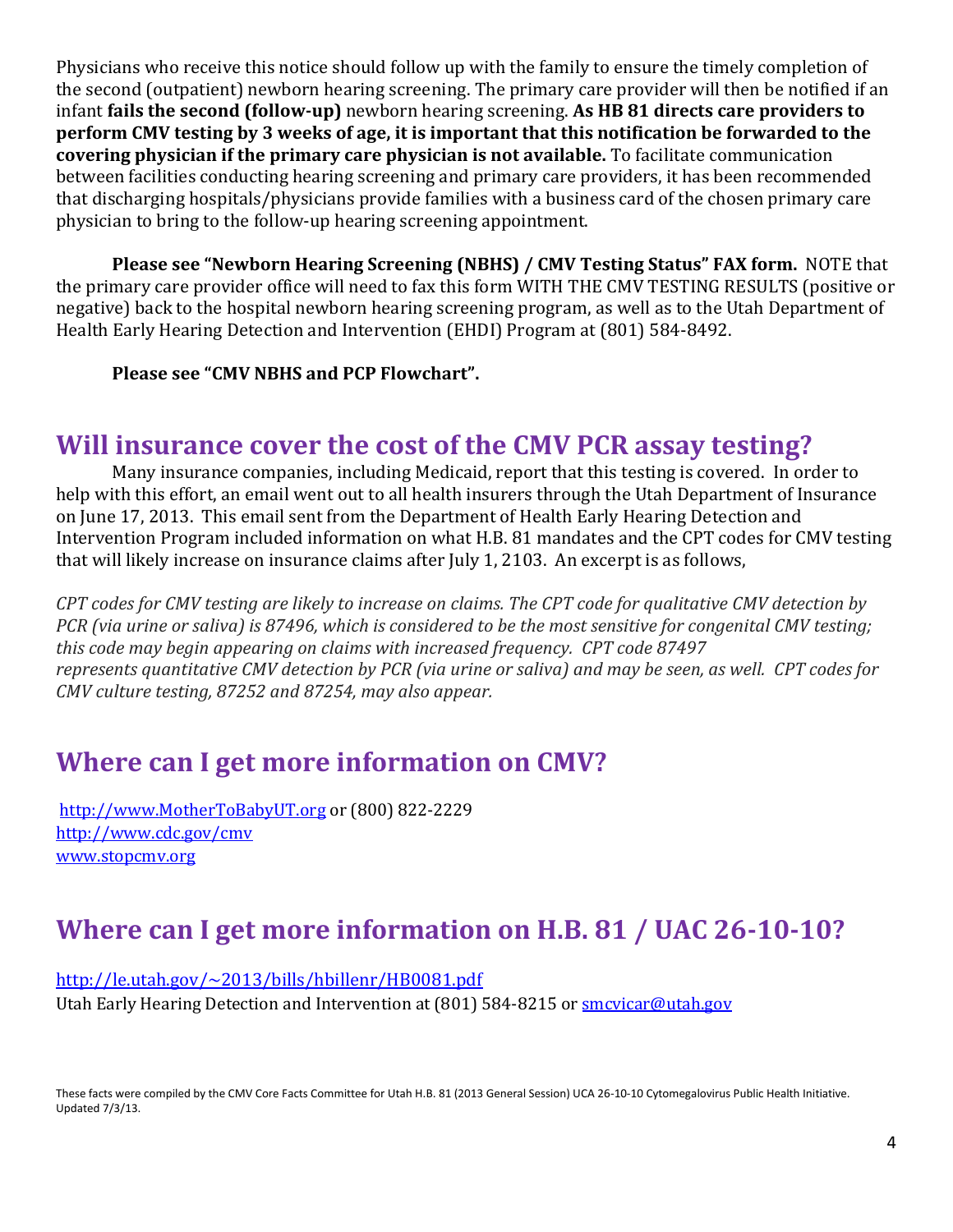Physicians who receive this notice should follow up with the family to ensure the timely completion of the second (outpatient) newborn hearing screening. The primary care provider will then be notified if an infant **fails the second (follow-up)** newborn hearing screening. **As HB 81 directs care providers to perform CMV testing by 3 weeks of age, it is important that this notification be forwarded to the covering physician if the primary care physician is not available.** To facilitate communication between facilities conducting hearing screening and primary care providers, it has been recommended that discharging hospitals/physicians provide families with a business card of the chosen primary care physician to bring to the follow-up hearing screening appointment.

**Please see "Newborn Hearing Screening (NBHS) / CMV Testing Status" FAX form.** NOTE that the primary care provider office will need to fax this form WITH THE CMV TESTING RESULTS (positive or negative) back to the hospital newborn hearing screening program, as well as to the Utah Department of Health Early Hearing Detection and Intervention (EHDI) Program at (801) 584-8492.

**Please see "CMV NBHS and PCP Flowchart".**

## Will insurance cover the cost of the CMV PCR assay testing?

Many insurance companies, including Medicaid, report that this testing is covered. In order to help with this effort, an email went out to all health insurers through the Utah Department of Insurance on June 17, 2013. This email sent from the Department of Health Early Hearing Detection and Intervention Program included information on what H.B. 81 mandates and the CPT codes for CMV testing that will likely increase on insurance claims after July 1, 2103. An excerpt is as follows,

*CPT codes for CMV testing are likely to increase on claims. The CPT code for qualitative CMV detection by PCR (via urine or saliva) is 87496, which is considered to be the most sensitive for congenital CMV testing; this code may begin appearing on claims with increased frequency. CPT code 87497 represents quantitative CMV detection by PCR (via urine or saliva) and may be seen, as well. CPT codes for CMV culture testing, 87252 and 87254, may also appear.*

## Where can I get more information on CMV?

http://www.MotherToBabyUT.org or (800) 822-2229
http://www.cdc.gov/cmv
www.stopcmv.org

## Where can I get more information on H.B. 81 / UAC 26-10-10?

http://le.utah.gov/~2013/bills/hbillenr/HB0081.pdf
Utah Early Hearing Detection and Intervention at (801) 584-8215 or smcvicar@utah.gov

These facts were compiled by the CMV Core Facts Committee for Utah H.B. 81 (2013 General Session) UCA 26-10-10 Cytomegalovirus Public Health Initiative. Updated 7/3/13.